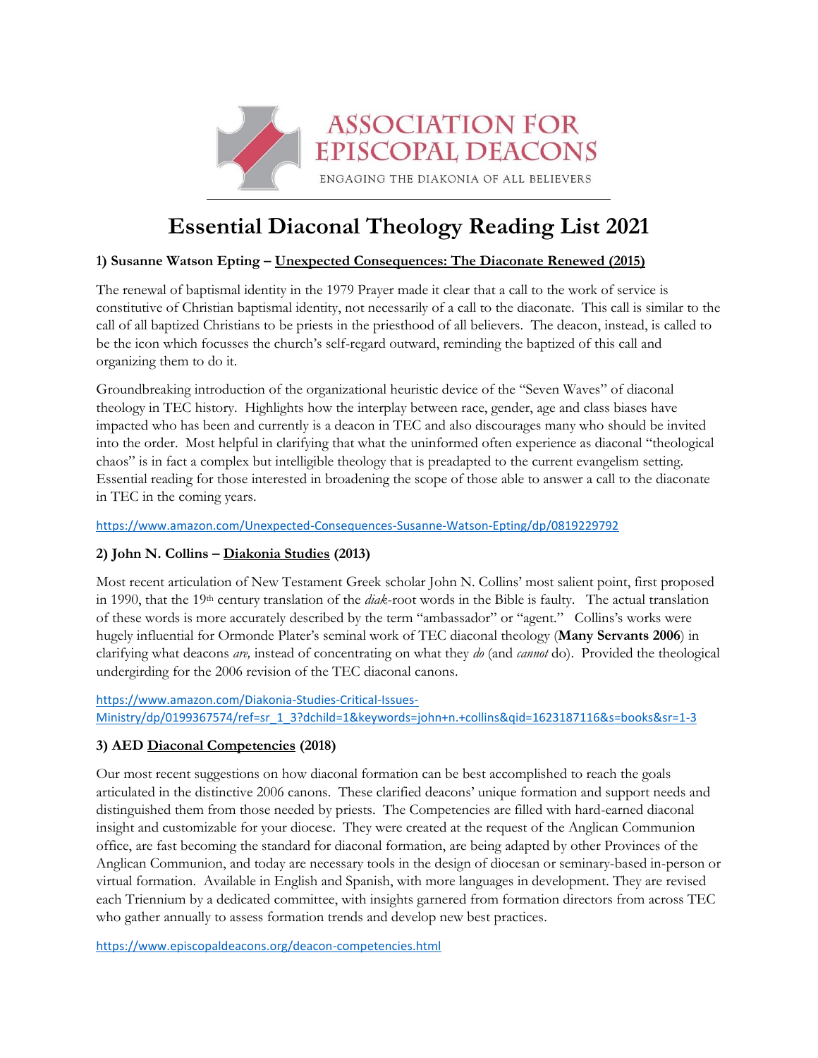ASSOCIATION FOR EPISCOPAL DEACONS

ENGAGING THE DIAKONIA OF ALL BELIEVERS

# Essential Diaconal Theology Reading List 2021

### 1) Susanne Watson Epting – Unexpected Consequences: The Diaconate Renewed (2015)

The renewal of baptismal identity in the 1979 Prayer made it clear that a call to the work of service is constitutive of Christian baptismal identity, not necessarily of a call to the diaconate. This call is similar to the call of all baptized Christians to be priests in the priesthood of all believers. The deacon, instead, is called to be the icon which focusses the church's self-regard outward, reminding the baptized of this call and organizing them to do it.

Groundbreaking introduction of the organizational heuristic device of the "Seven Waves" of diaconal theology in TEC history. Highlights how the interplay between race, gender, age and class biases have impacted who has been and currently is a deacon in TEC and also discourages many who should be invited into the order. Most helpful in clarifying that what the uninformed often experience as diaconal "theological chaos" is in fact a complex but intelligible theology that is preadapted to the current evangelism setting. Essential reading for those interested in broadening the scope of those able to answer a call to the diaconate in TEC in the coming years.

https://www.amazon.com/Unexpected-Consequences-Susanne-Watson-Epting/dp/0819229792

### 2) John N. Collins – Diakonia Studies (2013)

Most recent articulation of New Testament Greek scholar John N. Collins' most salient point, first proposed in 1990, that the 19th century translation of the *diak*-root words in the Bible is faulty. The actual translation of these words is more accurately described by the term "ambassador" or "agent." Collins's works were hugely influential for Ormonde Plater's seminal work of TEC diaconal theology (**Many Servants 2006**) in clarifying what deacons *are,* instead of concentrating on what they *do* (and *cannot* do). Provided the theological undergirding for the 2006 revision of the TEC diaconal canons.

https://www.amazon.com/Diakonia-Studies-Critical-Issues-Ministry/dp/0199367574/ref=sr_1_3?dchild=1&keywords=john+n.+collins&qid=1623187116&s=books&sr=1-3

### 3) AED Diaconal Competencies (2018)

Our most recent suggestions on how diaconal formation can be best accomplished to reach the goals articulated in the distinctive 2006 canons. These clarified deacons' unique formation and support needs and distinguished them from those needed by priests. The Competencies are filled with hard-earned diaconal insight and customizable for your diocese. They were created at the request of the Anglican Communion office, are fast becoming the standard for diaconal formation, are being adapted by other Provinces of the Anglican Communion, and today are necessary tools in the design of diocesan or seminary-based in-person or virtual formation. Available in English and Spanish, with more languages in development. They are revised each Triennium by a dedicated committee, with insights garnered from formation directors from across TEC who gather annually to assess formation trends and develop new best practices.

https://www.episcopaldeacons.org/deacon-competencies.html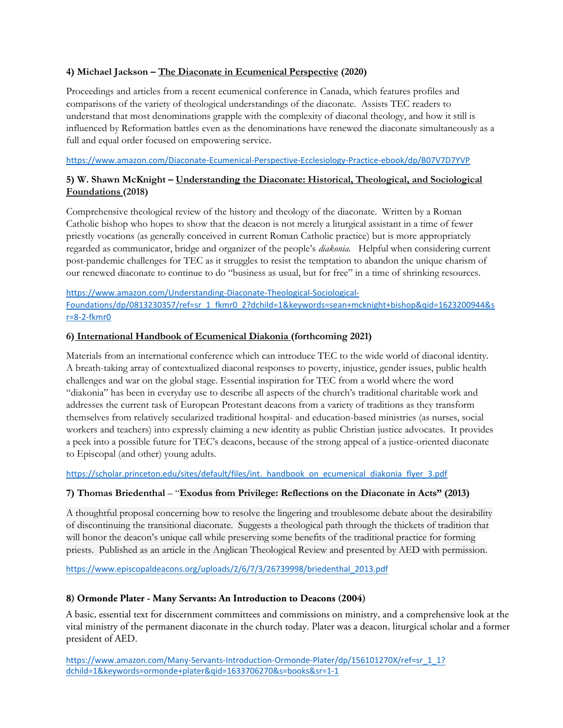**4) Michael Jackson – The Diaconate in Ecumenical Perspective (2020)**

Proceedings and articles from a recent ecumenical conference in Canada, which features profiles and comparisons of the variety of theological understandings of the diaconate. Assists TEC readers to understand that most denominations grapple with the complexity of diaconal theology, and how it still is influenced by Reformation battles even as the denominations have renewed the diaconate simultaneously as a full and equal order focused on empowering service.

https://www.amazon.com/Diaconate-Ecumenical-Perspective-Ecclesiology-Practice-ebook/dp/B07V7D7YVP

**5) W. Shawn McKnight – Understanding the Diaconate: Historical, Theological, and Sociological Foundations (2018)**

Comprehensive theological review of the history and theology of the diaconate. Written by a Roman Catholic bishop who hopes to show that the deacon is not merely a liturgical assistant in a time of fewer priestly vocations (as generally conceived in current Roman Catholic practice) but is more appropriately regarded as communicator, bridge and organizer of the people's *diakonia*. Helpful when considering current post-pandemic challenges for TEC as it struggles to resist the temptation to abandon the unique charism of our renewed diaconate to continue to do "business as usual, but for free" in a time of shrinking resources.

https://www.amazon.com/Understanding-Diaconate-Theological-Sociological-Foundations/dp/0813230357/ref=sr_1_fkmr0_2?dchild=1&keywords=sean+mcknight+bishop&qid=1623200944&sr=8-2-fkmr0

**6) International Handbook of Ecumenical Diakonia (forthcoming 2021)**

Materials from an international conference which can introduce TEC to the wide world of diaconal identity. A breath-taking array of contextualized diaconal responses to poverty, injustice, gender issues, public health challenges and war on the global stage. Essential inspiration for TEC from a world where the word "diakonia" has been in everyday use to describe all aspects of the church's traditional charitable work and addresses the current task of European Protestant deacons from a variety of traditions as they transform themselves from relatively secularized traditional hospital- and education-based ministries (as nurses, social workers and teachers) into expressly claiming a new identity as public Christian justice advocates. It provides a peek into a possible future for TEC's deacons, because of the strong appeal of a justice-oriented diaconate to Episcopal (and other) young adults.

https://scholar.princeton.edu/sites/default/files/int._handbook_on_ecumenical_diakonia_flyer_3.pdf

**7) Thomas Briedenthal – "Exodus from Privilege: Reflections on the Diaconate in Acts" (2013)**

A thoughtful proposal concerning how to resolve the lingering and troublesome debate about the desirability of discontinuing the transitional diaconate. Suggests a theological path through the thickets of tradition that will honor the deacon's unique call while preserving some benefits of the traditional practice for forming priests. Published as an article in the Anglican Theological Review and presented by AED with permission.

https://www.episcopaldeacons.org/uploads/2/6/7/3/26739998/briedenthal_2013.pdf

**8) Ormonde Plater - Many Servants: An Introduction to Deacons (2004)**

A basic, essential text for discernment committees and commissions on ministry, and a comprehensive look at the vital ministry of the permanent diaconate in the church today. Plater was a deacon, liturgical scholar and a former president of AED.

https://www.amazon.com/Many-Servants-Introduction-Ormonde-Plater/dp/156101270X/ref=sr_1_1?dchild=1&keywords=ormonde+plater&qid=1633706270&s=books&sr=1-1